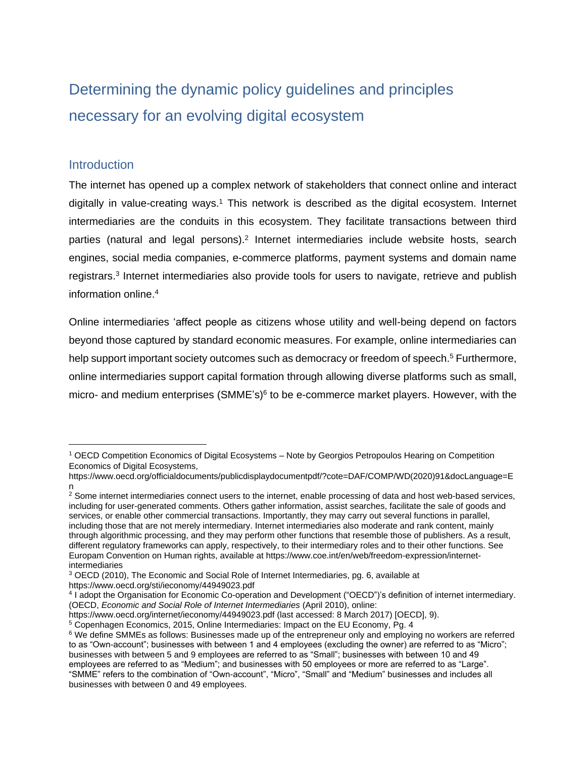# Determining the dynamic policy guidelines and principles necessary for an evolving digital ecosystem

## Introduction

The internet has opened up a complex network of stakeholders that connect online and interact digitally in value-creating ways.[1] This network is described as the digital ecosystem. Internet intermediaries are the conduits in this ecosystem. They facilitate transactions between third parties (natural and legal persons).[2] Internet intermediaries include website hosts, search engines, social media companies, e-commerce platforms, payment systems and domain name registrars.[3] Internet intermediaries also provide tools for users to navigate, retrieve and publish information online.[4]

Online intermediaries 'affect people as citizens whose utility and well-being depend on factors beyond those captured by standard economic measures. For example, online intermediaries can help support important society outcomes such as democracy or freedom of speech.[5] Furthermore, online intermediaries support capital formation through allowing diverse platforms such as small, micro- and medium enterprises (SMME's)[6] to be e-commerce market players. However, with the

---

[1] OECD Competition Economics of Digital Ecosystems – Note by Georgios Petropoulos Hearing on Competition Economics of Digital Ecosystems, https://www.oecd.org/officialdocuments/publicdisplaydocumentpdf/?cote=DAF/COMP/WD(2020)91&docLanguage=En

[2] Some internet intermediaries connect users to the internet, enable processing of data and host web-based services, including for user-generated comments. Others gather information, assist searches, facilitate the sale of goods and services, or enable other commercial transactions. Importantly, they may carry out several functions in parallel, including those that are not merely intermediary. Internet intermediaries also moderate and rank content, mainly through algorithmic processing, and they may perform other functions that resemble those of publishers. As a result, different regulatory frameworks can apply, respectively, to their intermediary roles and to their other functions. See Europam Convention on Human rights, available at https://www.coe.int/en/web/freedom-expression/internet-intermediaries

[3] OECD (2010), The Economic and Social Role of Internet Intermediaries, pg. 6, available at https://www.oecd.org/sti/ieconomy/44949023.pdf

[4] I adopt the Organisation for Economic Co-operation and Development ("OECD")'s definition of internet intermediary. (OECD, *Economic and Social Role of Internet Intermediaries* (April 2010), online: https://www.oecd.org/internet/ieconomy/44949023.pdf (last accessed: 8 March 2017) [OECD], 9).

[5] Copenhagen Economics, 2015, Online Intermediaries: Impact on the EU Economy, Pg. 4

[6] We define SMMEs as follows: Businesses made up of the entrepreneur only and employing no workers are referred to as "Own-account"; businesses with between 1 and 4 employees (excluding the owner) are referred to as "Micro"; businesses with between 5 and 9 employees are referred to as "Small"; businesses with between 10 and 49 employees are referred to as "Medium"; and businesses with 50 employees or more are referred to as "Large". "SMME" refers to the combination of "Own-account", "Micro", "Small" and "Medium" businesses and includes all businesses with between 0 and 49 employees.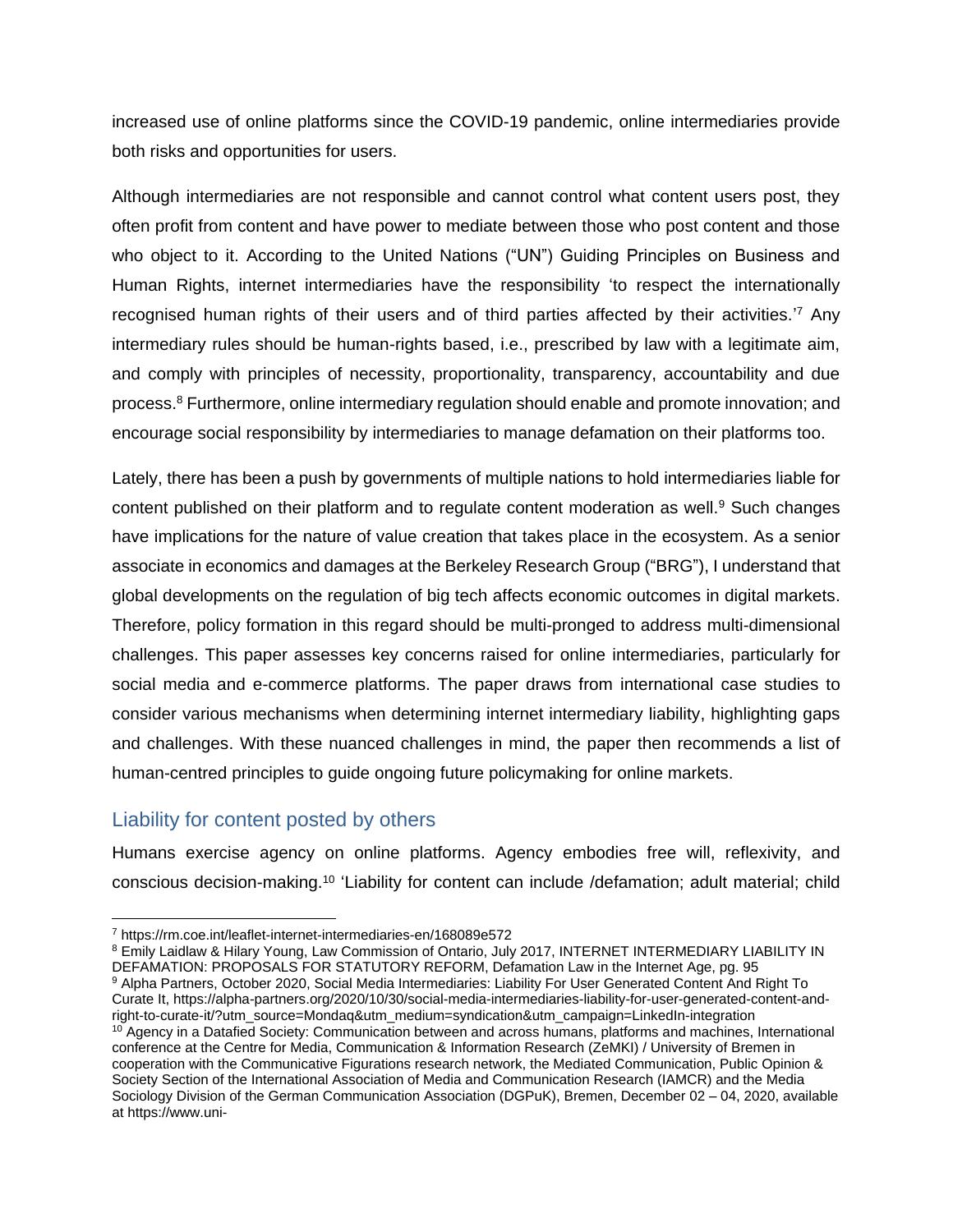increased use of online platforms since the COVID-19 pandemic, online intermediaries provide both risks and opportunities for users.

Although intermediaries are not responsible and cannot control what content users post, they often profit from content and have power to mediate between those who post content and those who object to it. According to the United Nations ("UN") Guiding Principles on Business and Human Rights, internet intermediaries have the responsibility 'to respect the internationally recognised human rights of their users and of third parties affected by their activities.'[7] Any intermediary rules should be human-rights based, i.e., prescribed by law with a legitimate aim, and comply with principles of necessity, proportionality, transparency, accountability and due process.[8] Furthermore, online intermediary regulation should enable and promote innovation; and encourage social responsibility by intermediaries to manage defamation on their platforms too.

Lately, there has been a push by governments of multiple nations to hold intermediaries liable for content published on their platform and to regulate content moderation as well.[9] Such changes have implications for the nature of value creation that takes place in the ecosystem. As a senior associate in economics and damages at the Berkeley Research Group ("BRG"), I understand that global developments on the regulation of big tech affects economic outcomes in digital markets. Therefore, policy formation in this regard should be multi-pronged to address multi-dimensional challenges. This paper assesses key concerns raised for online intermediaries, particularly for social media and e-commerce platforms. The paper draws from international case studies to consider various mechanisms when determining internet intermediary liability, highlighting gaps and challenges. With these nuanced challenges in mind, the paper then recommends a list of human-centred principles to guide ongoing future policymaking for online markets.

## Liability for content posted by others

Humans exercise agency on online platforms. Agency embodies free will, reflexivity, and conscious decision-making.[10] 'Liability for content can include /defamation; adult material; child

---

[7] https://rm.coe.int/leaflet-internet-intermediaries-en/168089e572

[8] Emily Laidlaw & Hilary Young, Law Commission of Ontario, July 2017, INTERNET INTERMEDIARY LIABILITY IN DEFAMATION: PROPOSALS FOR STATUTORY REFORM, Defamation Law in the Internet Age, pg. 95

[9] Alpha Partners, October 2020, Social Media Intermediaries: Liability For User Generated Content And Right To Curate It, https://alpha-partners.org/2020/10/30/social-media-intermediaries-liability-for-user-generated-content-and-right-to-curate-it/?utm_source=Mondaq&utm_medium=syndication&utm_campaign=LinkedIn-integration

[10] Agency in a Datafied Society: Communication between and across humans, platforms and machines, International conference at the Centre for Media, Communication & Information Research (ZeMKI) / University of Bremen in cooperation with the Communicative Figurations research network, the Mediated Communication, Public Opinion & Society Section of the International Association of Media and Communication Research (IAMCR) and the Media Sociology Division of the German Communication Association (DGPuK), Bremen, December 02 – 04, 2020, available at https://www.uni-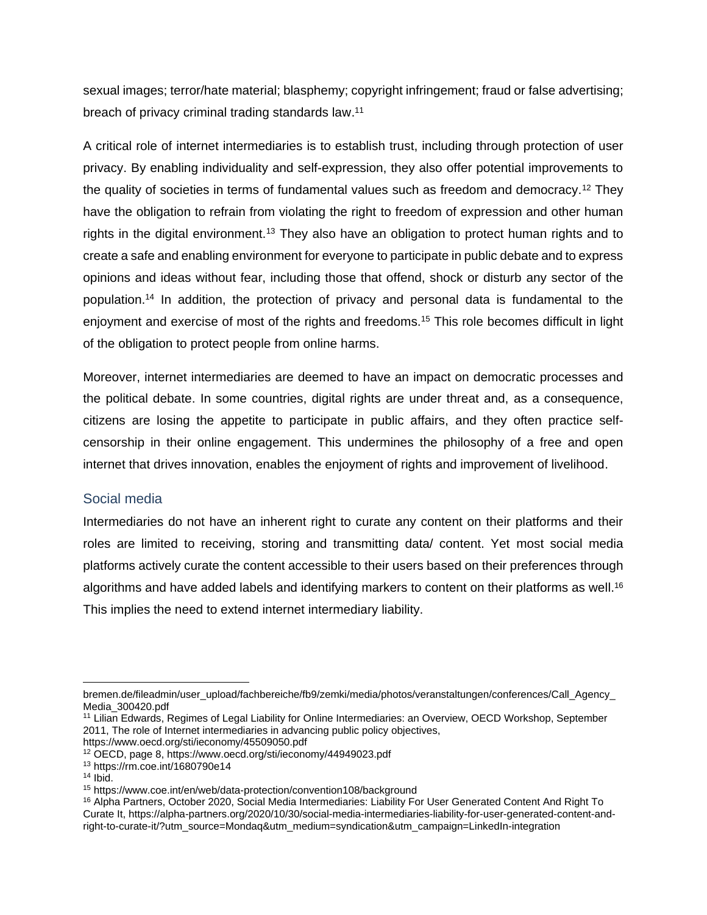sexual images; terror/hate material; blasphemy; copyright infringement; fraud or false advertising; breach of privacy criminal trading standards law.[11]

A critical role of internet intermediaries is to establish trust, including through protection of user privacy. By enabling individuality and self-expression, they also offer potential improvements to the quality of societies in terms of fundamental values such as freedom and democracy.[12] They have the obligation to refrain from violating the right to freedom of expression and other human rights in the digital environment.[13] They also have an obligation to protect human rights and to create a safe and enabling environment for everyone to participate in public debate and to express opinions and ideas without fear, including those that offend, shock or disturb any sector of the population.[14] In addition, the protection of privacy and personal data is fundamental to the enjoyment and exercise of most of the rights and freedoms.[15] This role becomes difficult in light of the obligation to protect people from online harms.

Moreover, internet intermediaries are deemed to have an impact on democratic processes and the political debate. In some countries, digital rights are under threat and, as a consequence, citizens are losing the appetite to participate in public affairs, and they often practice self-censorship in their online engagement. This undermines the philosophy of a free and open internet that drives innovation, enables the enjoyment of rights and improvement of livelihood.

### Social media

Intermediaries do not have an inherent right to curate any content on their platforms and their roles are limited to receiving, storing and transmitting data/ content. Yet most social media platforms actively curate the content accessible to their users based on their preferences through algorithms and have added labels and identifying markers to content on their platforms as well.[16] This implies the need to extend internet intermediary liability.

---

bremen.de/fileadmin/user_upload/fachbereiche/fb9/zemki/media/photos/veranstaltungen/conferences/Call_Agency_Media_300420.pdf

[11] Lilian Edwards, Regimes of Legal Liability for Online Intermediaries: an Overview, OECD Workshop, September 2011, The role of Internet intermediaries in advancing public policy objectives, https://www.oecd.org/sti/ieconomy/45509050.pdf

[12] OECD, page 8, https://www.oecd.org/sti/ieconomy/44949023.pdf

[13] https://rm.coe.int/1680790e14

[14] Ibid.

[15] https://www.coe.int/en/web/data-protection/convention108/background

[16] Alpha Partners, October 2020, Social Media Intermediaries: Liability For User Generated Content And Right To Curate It, https://alpha-partners.org/2020/10/30/social-media-intermediaries-liability-for-user-generated-content-and-right-to-curate-it/?utm_source=Mondaq&utm_medium=syndication&utm_campaign=LinkedIn-integration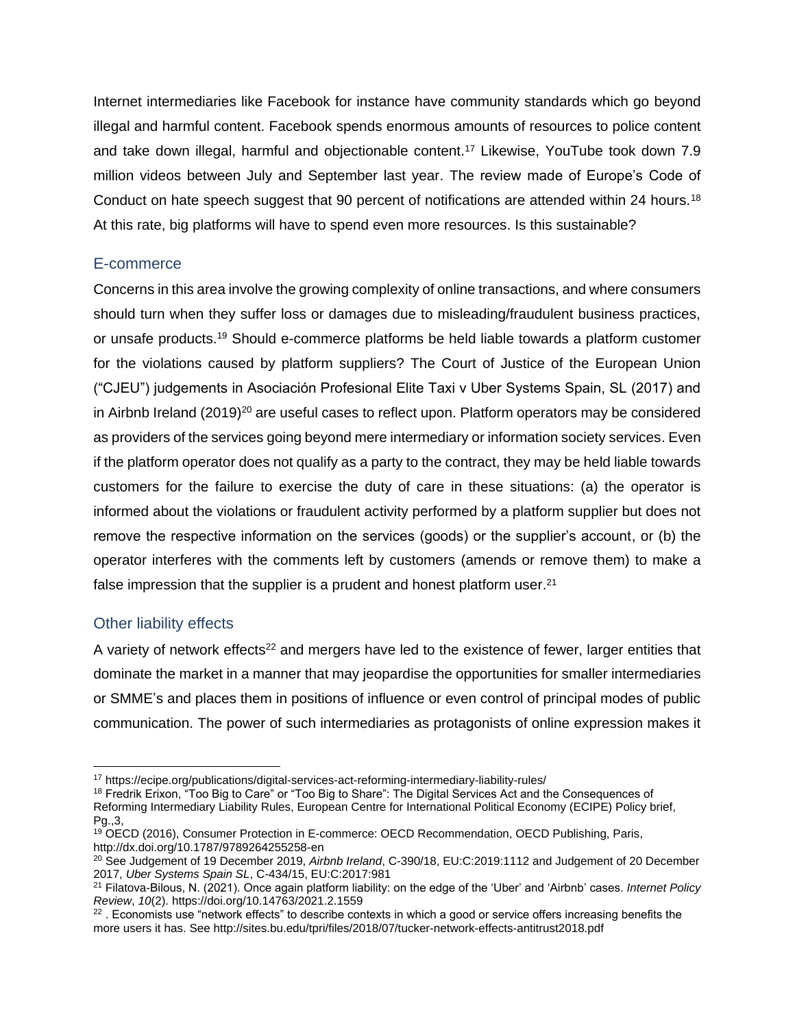Internet intermediaries like Facebook for instance have community standards which go beyond illegal and harmful content. Facebook spends enormous amounts of resources to police content and take down illegal, harmful and objectionable content.[17] Likewise, YouTube took down 7.9 million videos between July and September last year. The review made of Europe's Code of Conduct on hate speech suggest that 90 percent of notifications are attended within 24 hours.[18] At this rate, big platforms will have to spend even more resources. Is this sustainable?

### E-commerce

Concerns in this area involve the growing complexity of online transactions, and where consumers should turn when they suffer loss or damages due to misleading/fraudulent business practices, or unsafe products.[19] Should e-commerce platforms be held liable towards a platform customer for the violations caused by platform suppliers? The Court of Justice of the European Union ("CJEU") judgements in Asociación Profesional Elite Taxi v Uber Systems Spain, SL (2017) and in Airbnb Ireland (2019)[20] are useful cases to reflect upon. Platform operators may be considered as providers of the services going beyond mere intermediary or information society services. Even if the platform operator does not qualify as a party to the contract, they may be held liable towards customers for the failure to exercise the duty of care in these situations: (a) the operator is informed about the violations or fraudulent activity performed by a platform supplier but does not remove the respective information on the services (goods) or the supplier's account, or (b) the operator interferes with the comments left by customers (amends or remove them) to make a false impression that the supplier is a prudent and honest platform user.[21]

### Other liability effects

A variety of network effects[22] and mergers have led to the existence of fewer, larger entities that dominate the market in a manner that may jeopardise the opportunities for smaller intermediaries or SMME's and places them in positions of influence or even control of principal modes of public communication. The power of such intermediaries as protagonists of online expression makes it

---

[17] https://ecipe.org/publications/digital-services-act-reforming-intermediary-liability-rules/

[18] Fredrik Erixon, "Too Big to Care" or "Too Big to Share": The Digital Services Act and the Consequences of Reforming Intermediary Liability Rules, European Centre for International Political Economy (ECIPE) Policy brief, Pg.,3,

[19] OECD (2016), Consumer Protection in E-commerce: OECD Recommendation, OECD Publishing, Paris, http://dx.doi.org/10.1787/9789264255258-en

[20] See Judgement of 19 December 2019, *Airbnb Ireland*, C-390/18, EU:C:2019:1112 and Judgement of 20 December 2017, *Uber Systems Spain SL*, C-434/15, EU:C:2017:981

[21] Filatova-Bilous, N. (2021). Once again platform liability: on the edge of the 'Uber' and 'Airbnb' cases. *Internet Policy Review*, *10*(2). https://doi.org/10.14763/2021.2.1559

[22] . Economists use "network effects" to describe contexts in which a good or service offers increasing benefits the more users it has. See http://sites.bu.edu/tpri/files/2018/07/tucker-network-effects-antitrust2018.pdf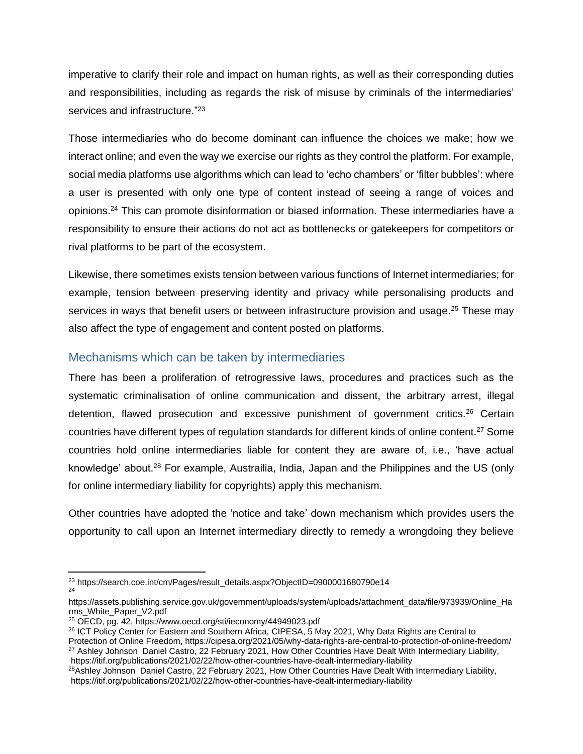imperative to clarify their role and impact on human rights, as well as their corresponding duties and responsibilities, including as regards the risk of misuse by criminals of the intermediaries' services and infrastructure."[23]

Those intermediaries who do become dominant can influence the choices we make; how we interact online; and even the way we exercise our rights as they control the platform. For example, social media platforms use algorithms which can lead to 'echo chambers' or 'filter bubbles': where a user is presented with only one type of content instead of seeing a range of voices and opinions.[24] This can promote disinformation or biased information. These intermediaries have a responsibility to ensure their actions do not act as bottlenecks or gatekeepers for competitors or rival platforms to be part of the ecosystem.

Likewise, there sometimes exists tension between various functions of Internet intermediaries; for example, tension between preserving identity and privacy while personalising products and services in ways that benefit users or between infrastructure provision and usage.[25] These may also affect the type of engagement and content posted on platforms.

## Mechanisms which can be taken by intermediaries

There has been a proliferation of retrogressive laws, procedures and practices such as the systematic criminalisation of online communication and dissent, the arbitrary arrest, illegal detention, flawed prosecution and excessive punishment of government critics.[26] Certain countries have different types of regulation standards for different kinds of online content.[27] Some countries hold online intermediaries liable for content they are aware of, i.e., 'have actual knowledge' about.[28] For example, Austrailia, India, Japan and the Philippines and the US (only for online intermediary liability for copyrights) apply this mechanism.

Other countries have adopted the 'notice and take' down mechanism which provides users the opportunity to call upon an Internet intermediary directly to remedy a wrongdoing they believe

---

[23] https://search.coe.int/cm/Pages/result_details.aspx?ObjectID=0900001680790e14

[24] https://assets.publishing.service.gov.uk/government/uploads/system/uploads/attachment_data/file/973939/Online_Harms_White_Paper_V2.pdf

[25] OECD, pg. 42, https://www.oecd.org/sti/ieconomy/44949023.pdf

[26] ICT Policy Center for Eastern and Southern Africa, CIPESA, 5 May 2021, Why Data Rights are Central to Protection of Online Freedom, https://cipesa.org/2021/05/why-data-rights-are-central-to-protection-of-online-freedom/

[27] Ashley Johnson Daniel Castro, 22 February 2021, How Other Countries Have Dealt With Intermediary Liability, https://itif.org/publications/2021/02/22/how-other-countries-have-dealt-intermediary-liability

[28] Ashley Johnson Daniel Castro, 22 February 2021, How Other Countries Have Dealt With Intermediary Liability, https://itif.org/publications/2021/02/22/how-other-countries-have-dealt-intermediary-liability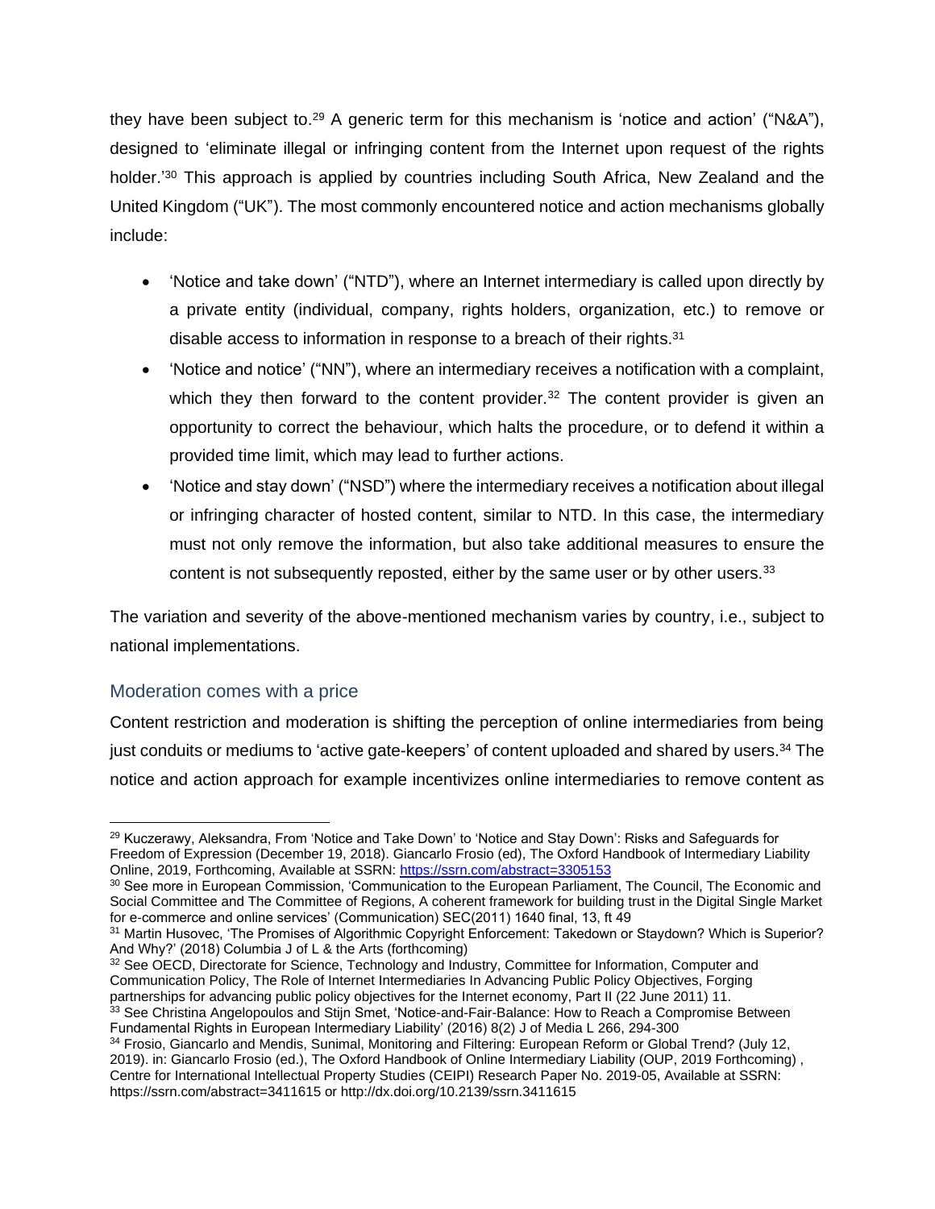they have been subject to.[29] A generic term for this mechanism is 'notice and action' ("N&A"), designed to 'eliminate illegal or infringing content from the Internet upon request of the rights holder.'[30] This approach is applied by countries including South Africa, New Zealand and the United Kingdom ("UK"). The most commonly encountered notice and action mechanisms globally include:

- 'Notice and take down' ("NTD"), where an Internet intermediary is called upon directly by a private entity (individual, company, rights holders, organization, etc.) to remove or disable access to information in response to a breach of their rights.[31]
- 'Notice and notice' ("NN"), where an intermediary receives a notification with a complaint, which they then forward to the content provider.[32] The content provider is given an opportunity to correct the behaviour, which halts the procedure, or to defend it within a provided time limit, which may lead to further actions.
- 'Notice and stay down' ("NSD") where the intermediary receives a notification about illegal or infringing character of hosted content, similar to NTD. In this case, the intermediary must not only remove the information, but also take additional measures to ensure the content is not subsequently reposted, either by the same user or by other users.[33]

The variation and severity of the above-mentioned mechanism varies by country, i.e., subject to national implementations.

## Moderation comes with a price

Content restriction and moderation is shifting the perception of online intermediaries from being just conduits or mediums to 'active gate-keepers' of content uploaded and shared by users.[34] The notice and action approach for example incentivizes online intermediaries to remove content as

---

[29] Kuczerawy, Aleksandra, From 'Notice and Take Down' to 'Notice and Stay Down': Risks and Safeguards for Freedom of Expression (December 19, 2018). Giancarlo Frosio (ed), The Oxford Handbook of Intermediary Liability Online, 2019, Forthcoming, Available at SSRN: https://ssrn.com/abstract=3305153

[30] See more in European Commission, 'Communication to the European Parliament, The Council, The Economic and Social Committee and The Committee of Regions, A coherent framework for building trust in the Digital Single Market for e-commerce and online services' (Communication) SEC(2011) 1640 final, 13, ft 49

[31] Martin Husovec, 'The Promises of Algorithmic Copyright Enforcement: Takedown or Staydown? Which is Superior? And Why?' (2018) Columbia J of L & the Arts (forthcoming)

[32] See OECD, Directorate for Science, Technology and Industry, Committee for Information, Computer and Communication Policy, The Role of Internet Intermediaries In Advancing Public Policy Objectives, Forging partnerships for advancing public policy objectives for the Internet economy, Part II (22 June 2011) 11.

[33] See Christina Angelopoulos and Stijn Smet, 'Notice-and-Fair-Balance: How to Reach a Compromise Between Fundamental Rights in European Intermediary Liability' (2016) 8(2) J of Media L 266, 294-300

[34] Frosio, Giancarlo and Mendis, Sunimal, Monitoring and Filtering: European Reform or Global Trend? (July 12, 2019). in: Giancarlo Frosio (ed.), The Oxford Handbook of Online Intermediary Liability (OUP, 2019 Forthcoming) , Centre for International Intellectual Property Studies (CEIPI) Research Paper No. 2019-05, Available at SSRN: https://ssrn.com/abstract=3411615 or http://dx.doi.org/10.2139/ssrn.3411615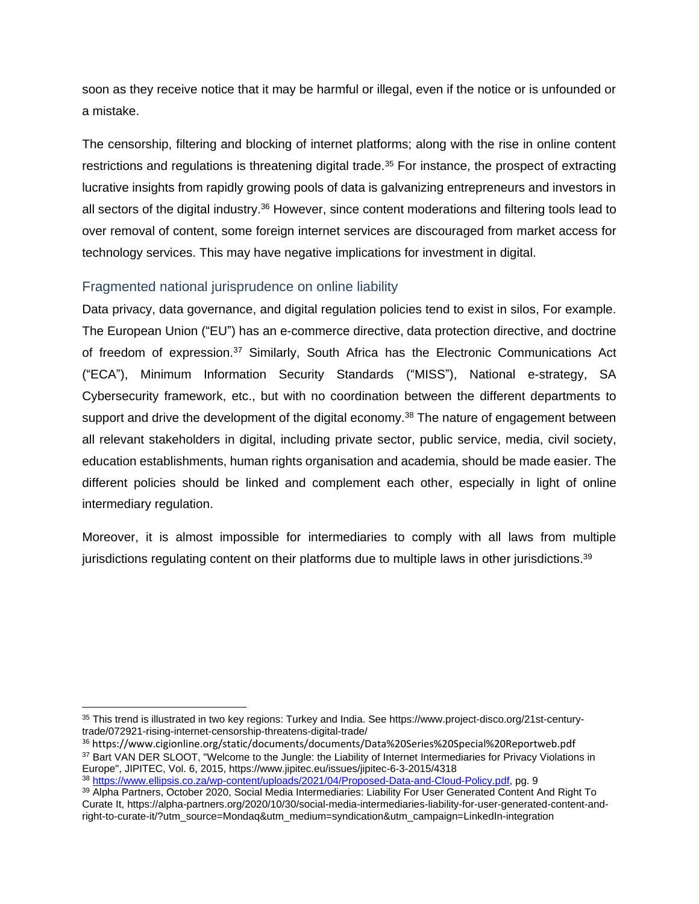soon as they receive notice that it may be harmful or illegal, even if the notice or is unfounded or a mistake.

The censorship, filtering and blocking of internet platforms; along with the rise in online content restrictions and regulations is threatening digital trade.[35] For instance, the prospect of extracting lucrative insights from rapidly growing pools of data is galvanizing entrepreneurs and investors in all sectors of the digital industry.[36] However, since content moderations and filtering tools lead to over removal of content, some foreign internet services are discouraged from market access for technology services. This may have negative implications for investment in digital.

## Fragmented national jurisprudence on online liability

Data privacy, data governance, and digital regulation policies tend to exist in silos, For example. The European Union ("EU") has an e-commerce directive, data protection directive, and doctrine of freedom of expression.[37] Similarly, South Africa has the Electronic Communications Act ("ECA"), Minimum Information Security Standards ("MISS"), National e-strategy, SA Cybersecurity framework, etc., but with no coordination between the different departments to support and drive the development of the digital economy.[38] The nature of engagement between all relevant stakeholders in digital, including private sector, public service, media, civil society, education establishments, human rights organisation and academia, should be made easier. The different policies should be linked and complement each other, especially in light of online intermediary regulation.

Moreover, it is almost impossible for intermediaries to comply with all laws from multiple jurisdictions regulating content on their platforms due to multiple laws in other jurisdictions.[39]

---

[35] This trend is illustrated in two key regions: Turkey and India. See https://www.project-disco.org/21st-century-trade/072921-rising-internet-censorship-threatens-digital-trade/

[36] https://www.cigionline.org/static/documents/documents/Data%20Series%20Special%20Reportweb.pdf

[37] Bart VAN DER SLOOT, "Welcome to the Jungle: the Liability of Internet Intermediaries for Privacy Violations in Europe", JIPITEC, Vol. 6, 2015, https://www.jipitec.eu/issues/jipitec-6-3-2015/4318

[38] https://www.ellipsis.co.za/wp-content/uploads/2021/04/Proposed-Data-and-Cloud-Policy.pdf, pg. 9

[39] Alpha Partners, October 2020, Social Media Intermediaries: Liability For User Generated Content And Right To Curate It, https://alpha-partners.org/2020/10/30/social-media-intermediaries-liability-for-user-generated-content-and-right-to-curate-it/?utm_source=Mondaq&utm_medium=syndication&utm_campaign=LinkedIn-integration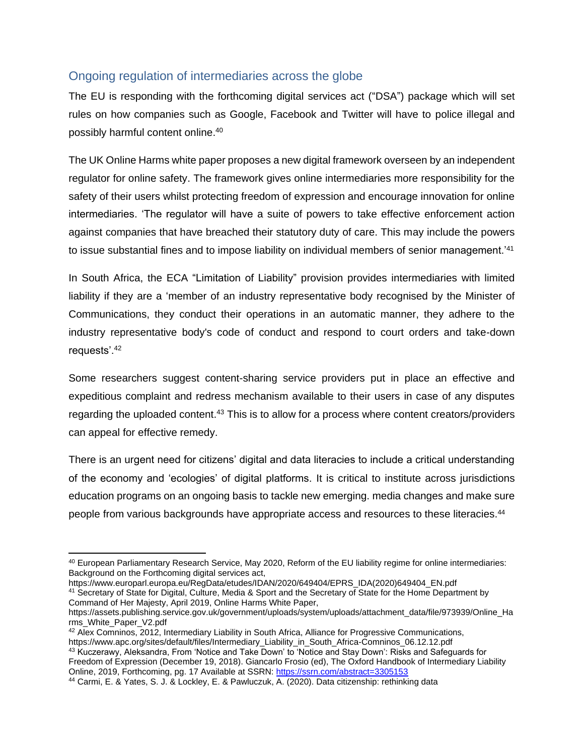## Ongoing regulation of intermediaries across the globe

The EU is responding with the forthcoming digital services act ("DSA") package which will set rules on how companies such as Google, Facebook and Twitter will have to police illegal and possibly harmful content online.[40]

The UK Online Harms white paper proposes a new digital framework overseen by an independent regulator for online safety. The framework gives online intermediaries more responsibility for the safety of their users whilst protecting freedom of expression and encourage innovation for online intermediaries. 'The regulator will have a suite of powers to take effective enforcement action against companies that have breached their statutory duty of care. This may include the powers to issue substantial fines and to impose liability on individual members of senior management.'[41]

In South Africa, the ECA "Limitation of Liability" provision provides intermediaries with limited liability if they are a 'member of an industry representative body recognised by the Minister of Communications, they conduct their operations in an automatic manner, they adhere to the industry representative body's code of conduct and respond to court orders and take-down requests'.[42]

Some researchers suggest content-sharing service providers put in place an effective and expeditious complaint and redress mechanism available to their users in case of any disputes regarding the uploaded content.[43] This is to allow for a process where content creators/providers can appeal for effective remedy.

There is an urgent need for citizens' digital and data literacies to include a critical understanding of the economy and 'ecologies' of digital platforms. It is critical to institute across jurisdictions education programs on an ongoing basis to tackle new emerging. media changes and make sure people from various backgrounds have appropriate access and resources to these literacies.[44]

---

[40] European Parliamentary Research Service, May 2020, Reform of the EU liability regime for online intermediaries: Background on the Forthcoming digital services act, https://www.europarl.europa.eu/RegData/etudes/IDAN/2020/649404/EPRS_IDA(2020)649404_EN.pdf

[41] Secretary of State for Digital, Culture, Media & Sport and the Secretary of State for the Home Department by Command of Her Majesty, April 2019, Online Harms White Paper, https://assets.publishing.service.gov.uk/government/uploads/system/uploads/attachment_data/file/973939/Online_Harms_White_Paper_V2.pdf

[42] Alex Comninos, 2012, Intermediary Liability in South Africa, Alliance for Progressive Communications, https://www.apc.org/sites/default/files/Intermediary_Liability_in_South_Africa-Comninos_06.12.12.pdf

[43] Kuczerawy, Aleksandra, From 'Notice and Take Down' to 'Notice and Stay Down': Risks and Safeguards for Freedom of Expression (December 19, 2018). Giancarlo Frosio (ed), The Oxford Handbook of Intermediary Liability Online, 2019, Forthcoming, pg. 17 Available at SSRN: https://ssrn.com/abstract=3305153

[44] Carmi, E. & Yates, S. J. & Lockley, E. & Pawluczuk, A. (2020). Data citizenship: rethinking data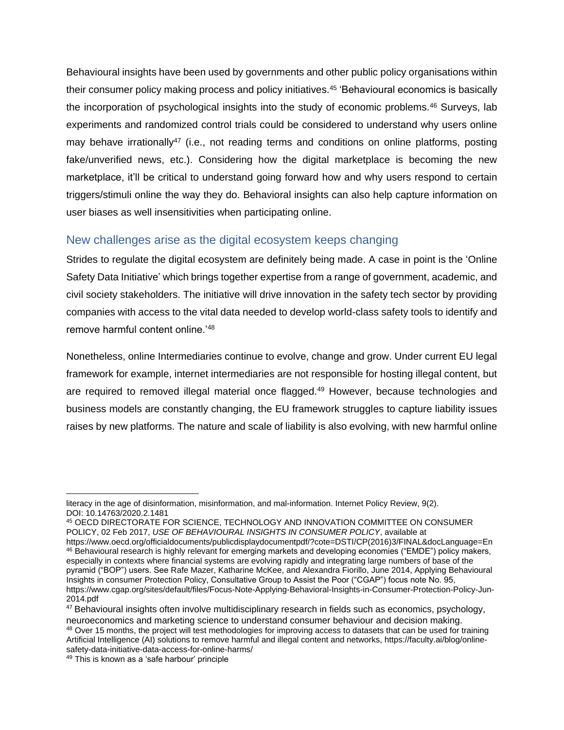Behavioural insights have been used by governments and other public policy organisations within their consumer policy making process and policy initiatives.[45] 'Behavioural economics is basically the incorporation of psychological insights into the study of economic problems.[46] Surveys, lab experiments and randomized control trials could be considered to understand why users online may behave irrationally[47] (i.e., not reading terms and conditions on online platforms, posting fake/unverified news, etc.). Considering how the digital marketplace is becoming the new marketplace, it'll be critical to understand going forward how and why users respond to certain triggers/stimuli online the way they do. Behavioral insights can also help capture information on user biases as well insensitivities when participating online.

## New challenges arise as the digital ecosystem keeps changing

Strides to regulate the digital ecosystem are definitely being made. A case in point is the 'Online Safety Data Initiative' which brings together expertise from a range of government, academic, and civil society stakeholders. The initiative will drive innovation in the safety tech sector by providing companies with access to the vital data needed to develop world-class safety tools to identify and remove harmful content online.'[48]

Nonetheless, online Intermediaries continue to evolve, change and grow. Under current EU legal framework for example, internet intermediaries are not responsible for hosting illegal content, but are required to removed illegal material once flagged.[49] However, because technologies and business models are constantly changing, the EU framework struggles to capture liability issues raises by new platforms. The nature and scale of liability is also evolving, with new harmful online

---

literacy in the age of disinformation, misinformation, and mal-information. Internet Policy Review, 9(2). DOI: 10.14763/2020.2.1481

[45] OECD DIRECTORATE FOR SCIENCE, TECHNOLOGY AND INNOVATION COMMITTEE ON CONSUMER POLICY, 02 Feb 2017, *USE OF BEHAVIOURAL INSIGHTS IN CONSUMER POLICY*, available at https://www.oecd.org/officialdocuments/publicdisplaydocumentpdf/?cote=DSTI/CP(2016)3/FINAL&docLanguage=En

[46] Behavioural research is highly relevant for emerging markets and developing economies ("EMDE") policy makers, especially in contexts where financial systems are evolving rapidly and integrating large numbers of base of the pyramid ("BOP") users. See Rafe Mazer, Katharine McKee, and Alexandra Fiorillo, June 2014, Applying Behavioural Insights in consumer Protection Policy, Consultative Group to Assist the Poor ("CGAP") focus note No. 95, https://www.cgap.org/sites/default/files/Focus-Note-Applying-Behavioral-Insights-in-Consumer-Protection-Policy-Jun-2014.pdf

[47] Behavioural insights often involve multidisciplinary research in fields such as economics, psychology, neuroeconomics and marketing science to understand consumer behaviour and decision making.

[48] Over 15 months, the project will test methodologies for improving access to datasets that can be used for training Artificial Intelligence (AI) solutions to remove harmful and illegal content and networks, https://faculty.ai/blog/online-safety-data-initiative-data-access-for-online-harms/

[49] This is known as a 'safe harbour' principle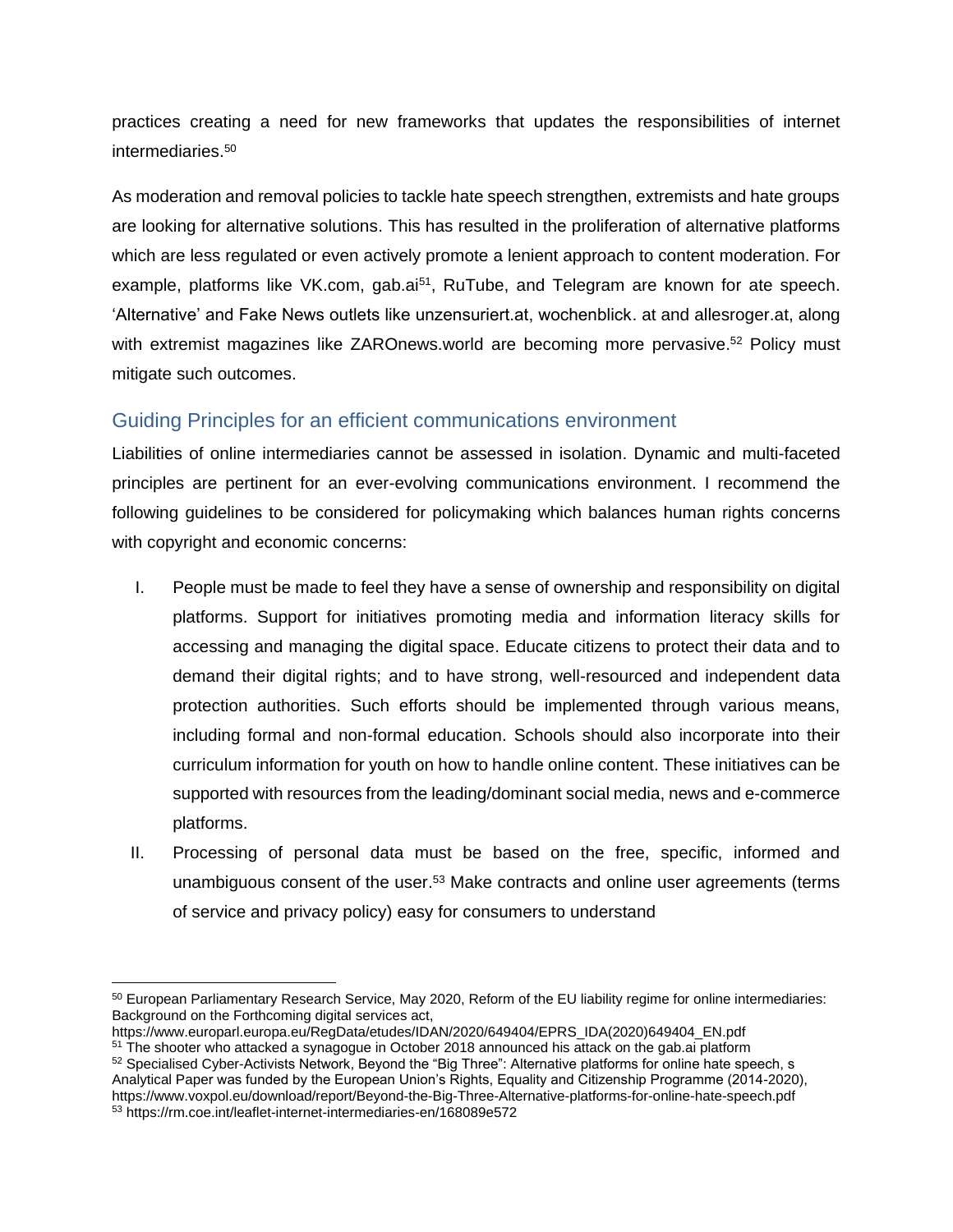practices creating a need for new frameworks that updates the responsibilities of internet intermediaries.[50]

As moderation and removal policies to tackle hate speech strengthen, extremists and hate groups are looking for alternative solutions. This has resulted in the proliferation of alternative platforms which are less regulated or even actively promote a lenient approach to content moderation. For example, platforms like VK.com, gab.ai[51], RuTube, and Telegram are known for ate speech. 'Alternative' and Fake News outlets like unzensuriert.at, wochenblick. at and allesroger.at, along with extremist magazines like ZAROnews.world are becoming more pervasive.[52] Policy must mitigate such outcomes.

## Guiding Principles for an efficient communications environment

Liabilities of online intermediaries cannot be assessed in isolation. Dynamic and multi-faceted principles are pertinent for an ever-evolving communications environment. I recommend the following guidelines to be considered for policymaking which balances human rights concerns with copyright and economic concerns:

I. People must be made to feel they have a sense of ownership and responsibility on digital platforms. Support for initiatives promoting media and information literacy skills for accessing and managing the digital space. Educate citizens to protect their data and to demand their digital rights; and to have strong, well-resourced and independent data protection authorities. Such efforts should be implemented through various means, including formal and non-formal education. Schools should also incorporate into their curriculum information for youth on how to handle online content. These initiatives can be supported with resources from the leading/dominant social media, news and e-commerce platforms.

II. Processing of personal data must be based on the free, specific, informed and unambiguous consent of the user.[53] Make contracts and online user agreements (terms of service and privacy policy) easy for consumers to understand

---

[50] European Parliamentary Research Service, May 2020, Reform of the EU liability regime for online intermediaries: Background on the Forthcoming digital services act, https://www.europarl.europa.eu/RegData/etudes/IDAN/2020/649404/EPRS_IDA(2020)649404_EN.pdf

[51] The shooter who attacked a synagogue in October 2018 announced his attack on the gab.ai platform

[52] Specialised Cyber-Activists Network, Beyond the "Big Three": Alternative platforms for online hate speech, s Analytical Paper was funded by the European Union's Rights, Equality and Citizenship Programme (2014-2020), https://www.voxpol.eu/download/report/Beyond-the-Big-Three-Alternative-platforms-for-online-hate-speech.pdf

[53] https://rm.coe.int/leaflet-internet-intermediaries-en/168089e572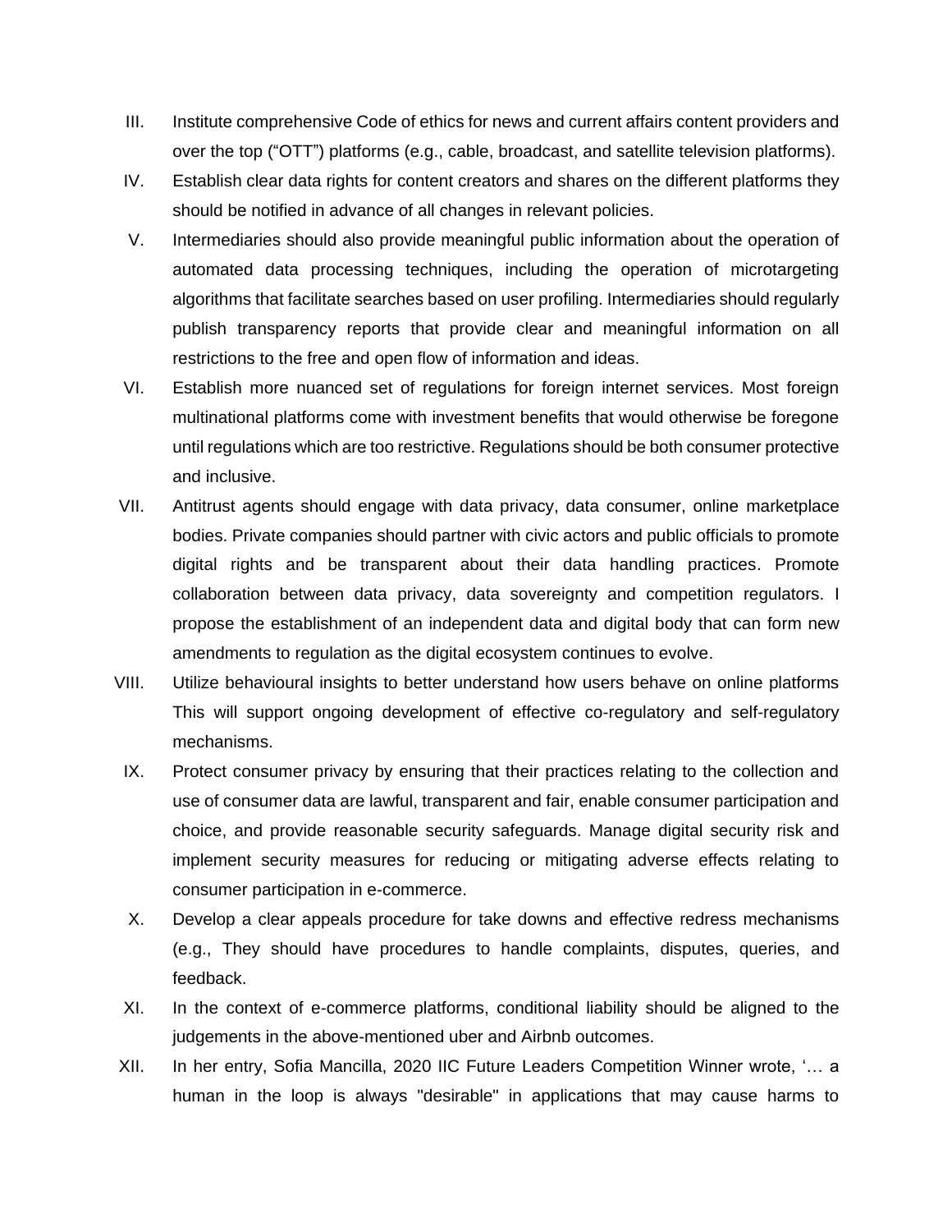III. Institute comprehensive Code of ethics for news and current affairs content providers and over the top ("OTT") platforms (e.g., cable, broadcast, and satellite television platforms).

IV. Establish clear data rights for content creators and shares on the different platforms they should be notified in advance of all changes in relevant policies.

V. Intermediaries should also provide meaningful public information about the operation of automated data processing techniques, including the operation of microtargeting algorithms that facilitate searches based on user profiling. Intermediaries should regularly publish transparency reports that provide clear and meaningful information on all restrictions to the free and open flow of information and ideas.

VI. Establish more nuanced set of regulations for foreign internet services. Most foreign multinational platforms come with investment benefits that would otherwise be foregone until regulations which are too restrictive. Regulations should be both consumer protective and inclusive.

VII. Antitrust agents should engage with data privacy, data consumer, online marketplace bodies. Private companies should partner with civic actors and public officials to promote digital rights and be transparent about their data handling practices. Promote collaboration between data privacy, data sovereignty and competition regulators. I propose the establishment of an independent data and digital body that can form new amendments to regulation as the digital ecosystem continues to evolve.

VIII. Utilize behavioural insights to better understand how users behave on online platforms This will support ongoing development of effective co-regulatory and self-regulatory mechanisms.

IX. Protect consumer privacy by ensuring that their practices relating to the collection and use of consumer data are lawful, transparent and fair, enable consumer participation and choice, and provide reasonable security safeguards. Manage digital security risk and implement security measures for reducing or mitigating adverse effects relating to consumer participation in e-commerce.

X. Develop a clear appeals procedure for take downs and effective redress mechanisms (e.g., They should have procedures to handle complaints, disputes, queries, and feedback.

XI. In the context of e-commerce platforms, conditional liability should be aligned to the judgements in the above-mentioned uber and Airbnb outcomes.

XII. In her entry, Sofia Mancilla, 2020 IIC Future Leaders Competition Winner wrote, '… a human in the loop is always "desirable" in applications that may cause harms to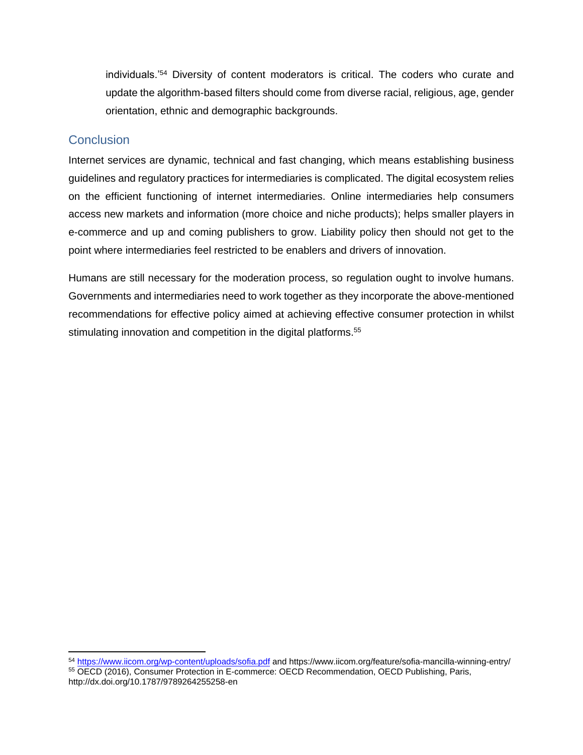individuals.'[54] Diversity of content moderators is critical. The coders who curate and update the algorithm-based filters should come from diverse racial, religious, age, gender orientation, ethnic and demographic backgrounds.

## Conclusion

Internet services are dynamic, technical and fast changing, which means establishing business guidelines and regulatory practices for intermediaries is complicated. The digital ecosystem relies on the efficient functioning of internet intermediaries. Online intermediaries help consumers access new markets and information (more choice and niche products); helps smaller players in e-commerce and up and coming publishers to grow. Liability policy then should not get to the point where intermediaries feel restricted to be enablers and drivers of innovation.

Humans are still necessary for the moderation process, so regulation ought to involve humans. Governments and intermediaries need to work together as they incorporate the above-mentioned recommendations for effective policy aimed at achieving effective consumer protection in whilst stimulating innovation and competition in the digital platforms.[55]

---

[54] https://www.iicom.org/wp-content/uploads/sofia.pdf and https://www.iicom.org/feature/sofia-mancilla-winning-entry/

[55] OECD (2016), Consumer Protection in E-commerce: OECD Recommendation, OECD Publishing, Paris, http://dx.doi.org/10.1787/9789264255258-en